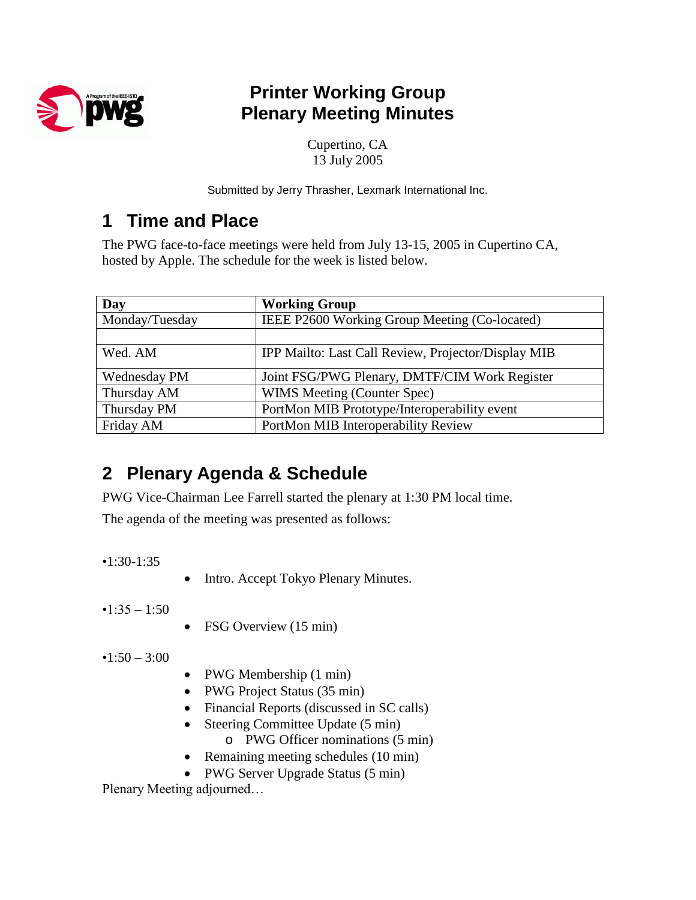# Printer Working Group
# Plenary Meeting Minutes

Cupertino, CA
13 July 2005

Submitted by Jerry Thrasher, Lexmark International Inc.

## 1 Time and Place

The PWG face-to-face meetings were held from July 13-15, 2005 in Cupertino CA, hosted by Apple. The schedule for the week is listed below.

| Day | Working Group |
|---|---|
| Monday/Tuesday | IEEE P2600 Working Group Meeting (Co-located) |
| | |
| Wed. AM | IPP Mailto: Last Call Review, Projector/Display MIB |
| Wednesday PM | Joint FSG/PWG Plenary, DMTF/CIM Work Register |
| Thursday AM | WIMS Meeting (Counter Spec) |
| Thursday PM | PortMon MIB Prototype/Interoperability event |
| Friday AM | PortMon MIB Interoperability Review |

## 2 Plenary Agenda & Schedule

PWG Vice-Chairman Lee Farrell started the plenary at 1:30 PM local time.

The agenda of the meeting was presented as follows:

•1:30-1:35

- Intro. Accept Tokyo Plenary Minutes.

•1:35 – 1:50

- FSG Overview (15 min)

•1:50 – 3:00

- PWG Membership (1 min)
- PWG Project Status (35 min)
- Financial Reports (discussed in SC calls)
- Steering Committee Update (5 min)
  - PWG Officer nominations (5 min)
- Remaining meeting schedules (10 min)
- PWG Server Upgrade Status (5 min)

Plenary Meeting adjourned…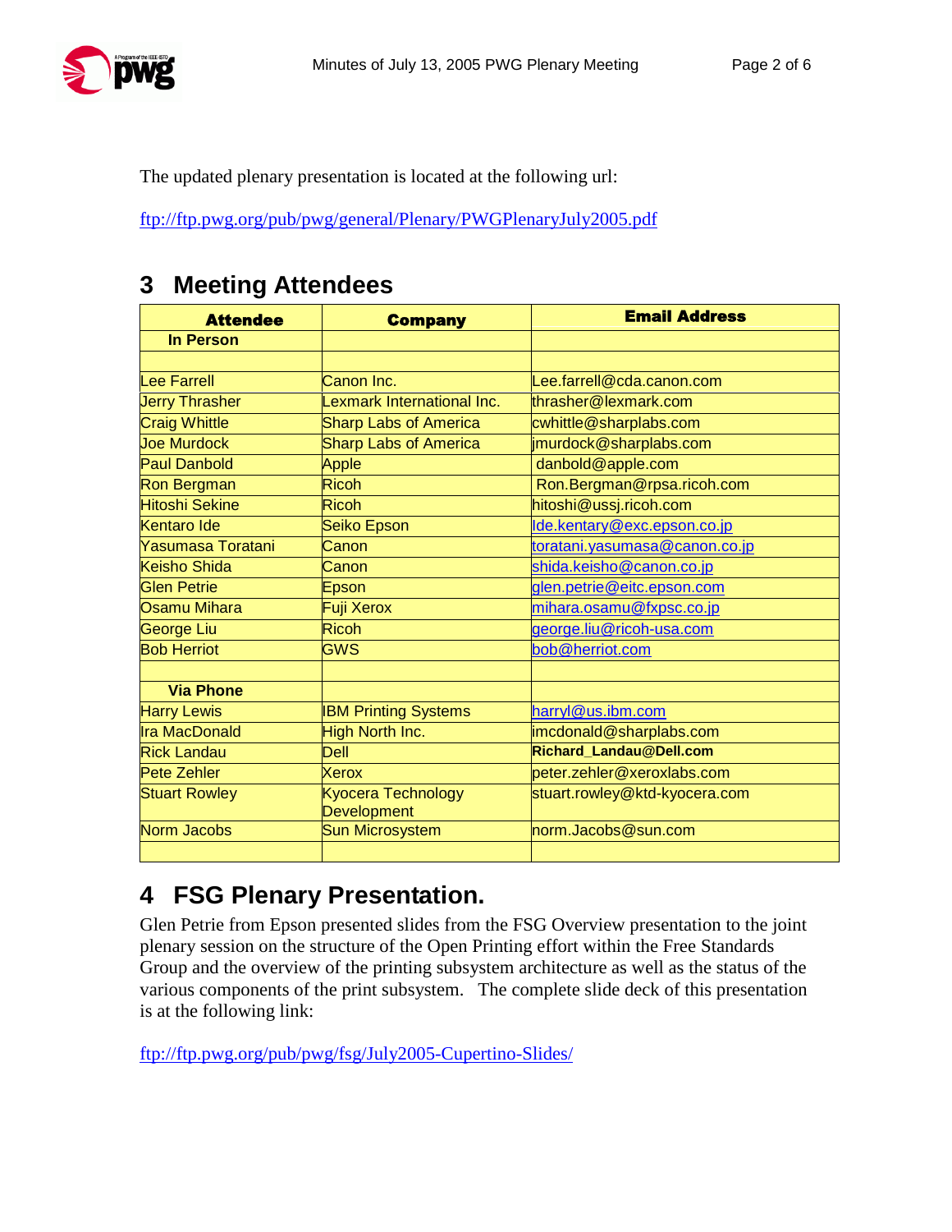The updated plenary presentation is located at the following url:

ftp://ftp.pwg.org/pub/pwg/general/Plenary/PWGPlenaryJuly2005.pdf

## 3 Meeting Attendees

| Attendee | Company | Email Address |
|---|---|---|
| **In Person** | | |
| | | |
| Lee Farrell | Canon Inc. | Lee.farrell@cda.canon.com |
| Jerry Thrasher | Lexmark International Inc. | thrasher@lexmark.com |
| Craig Whittle | Sharp Labs of America | cwhittle@sharplabs.com |
| Joe Murdock | Sharp Labs of America | jmurdock@sharplabs.com |
| Paul Danbold | Apple | danbold@apple.com |
| Ron Bergman | Ricoh | Ron.Bergman@rpsa.ricoh.com |
| Hitoshi Sekine | Ricoh | hitoshi@ussj.ricoh.com |
| Kentaro Ide | Seiko Epson | Ide.kentary@exc.epson.co.jp |
| Yasumasa Toratani | Canon | toratani.yasumasa@canon.co.jp |
| Keisho Shida | Canon | shida.keisho@canon.co.jp |
| Glen Petrie | Epson | glen.petrie@eitc.epson.com |
| Osamu Mihara | Fuji Xerox | mihara.osamu@fxpsc.co.jp |
| George Liu | Ricoh | george.liu@ricoh-usa.com |
| Bob Herriot | GWS | bob@herriot.com |
| | | |
| **Via Phone** | | |
| Harry Lewis | IBM Printing Systems | harryl@us.ibm.com |
| Ira MacDonald | High North Inc. | imcdonald@sharplabs.com |
| Rick Landau | Dell | **Richard_Landau@Dell.com** |
| Pete Zehler | Xerox | peter.zehler@xeroxlabs.com |
| Stuart Rowley | Kyocera Technology Development | stuart.rowley@ktd-kyocera.com |
| Norm Jacobs | Sun Microsystem | norm.Jacobs@sun.com |
| | | |

## 4 FSG Plenary Presentation.

Glen Petrie from Epson presented slides from the FSG Overview presentation to the joint plenary session on the structure of the Open Printing effort within the Free Standards Group and the overview of the printing subsystem architecture as well as the status of the various components of the print subsystem. The complete slide deck of this presentation is at the following link:

ftp://ftp.pwg.org/pub/pwg/fsg/July2005-Cupertino-Slides/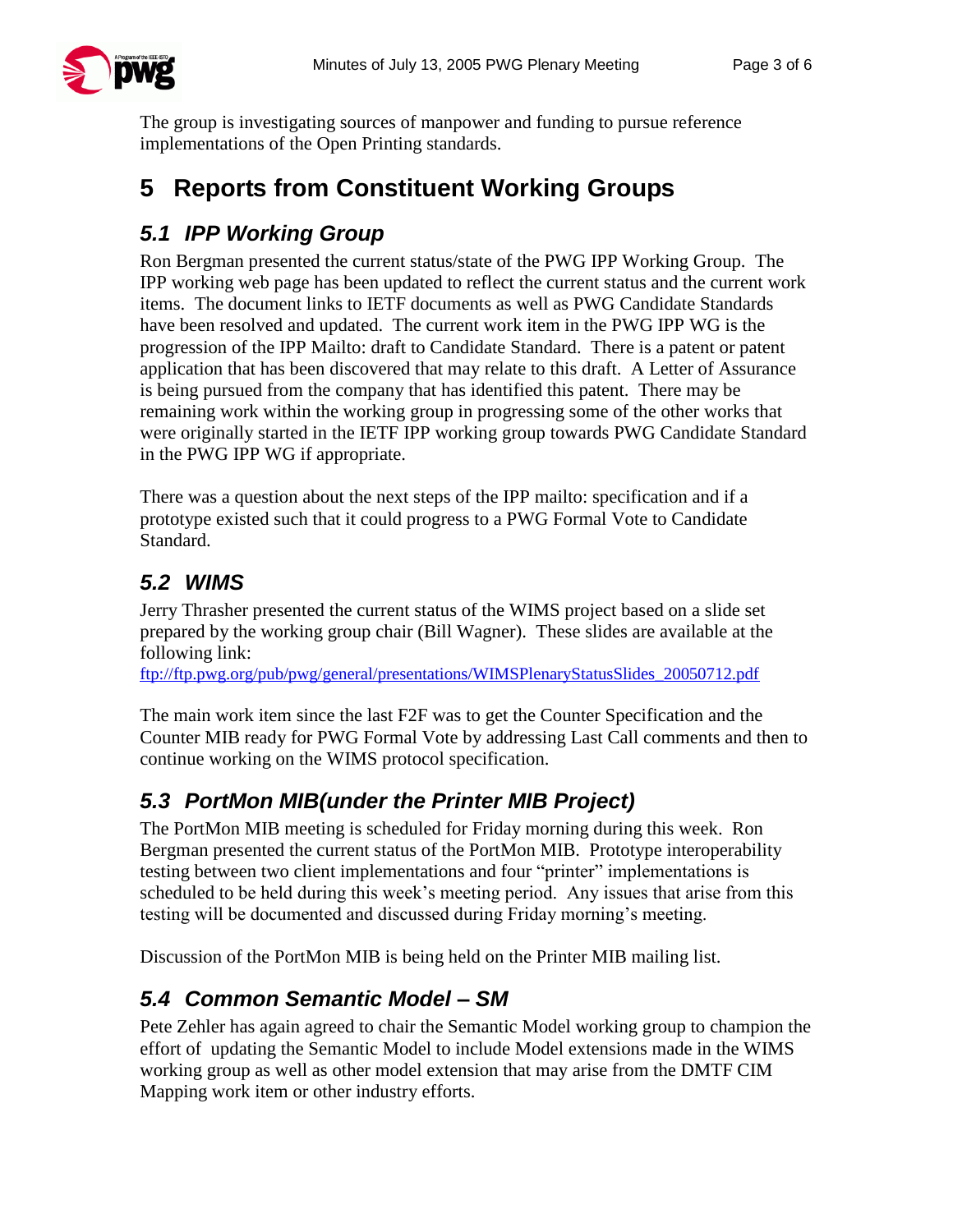The group is investigating sources of manpower and funding to pursue reference implementations of the Open Printing standards.

# 5 Reports from Constituent Working Groups

## *5.1 IPP Working Group*

Ron Bergman presented the current status/state of the PWG IPP Working Group. The IPP working web page has been updated to reflect the current status and the current work items. The document links to IETF documents as well as PWG Candidate Standards have been resolved and updated. The current work item in the PWG IPP WG is the progression of the IPP Mailto: draft to Candidate Standard. There is a patent or patent application that has been discovered that may relate to this draft. A Letter of Assurance is being pursued from the company that has identified this patent. There may be remaining work within the working group in progressing some of the other works that were originally started in the IETF IPP working group towards PWG Candidate Standard in the PWG IPP WG if appropriate.

There was a question about the next steps of the IPP mailto: specification and if a prototype existed such that it could progress to a PWG Formal Vote to Candidate Standard.

## *5.2 WIMS*

Jerry Thrasher presented the current status of the WIMS project based on a slide set prepared by the working group chair (Bill Wagner). These slides are available at the following link:
ftp://ftp.pwg.org/pub/pwg/general/presentations/WIMSPlenaryStatusSlides_20050712.pdf

The main work item since the last F2F was to get the Counter Specification and the Counter MIB ready for PWG Formal Vote by addressing Last Call comments and then to continue working on the WIMS protocol specification.

## *5.3 PortMon MIB(under the Printer MIB Project)*

The PortMon MIB meeting is scheduled for Friday morning during this week. Ron Bergman presented the current status of the PortMon MIB. Prototype interoperability testing between two client implementations and four "printer" implementations is scheduled to be held during this week's meeting period. Any issues that arise from this testing will be documented and discussed during Friday morning's meeting.

Discussion of the PortMon MIB is being held on the Printer MIB mailing list.

## *5.4 Common Semantic Model – SM*

Pete Zehler has again agreed to chair the Semantic Model working group to champion the effort of updating the Semantic Model to include Model extensions made in the WIMS working group as well as other model extension that may arise from the DMTF CIM Mapping work item or other industry efforts.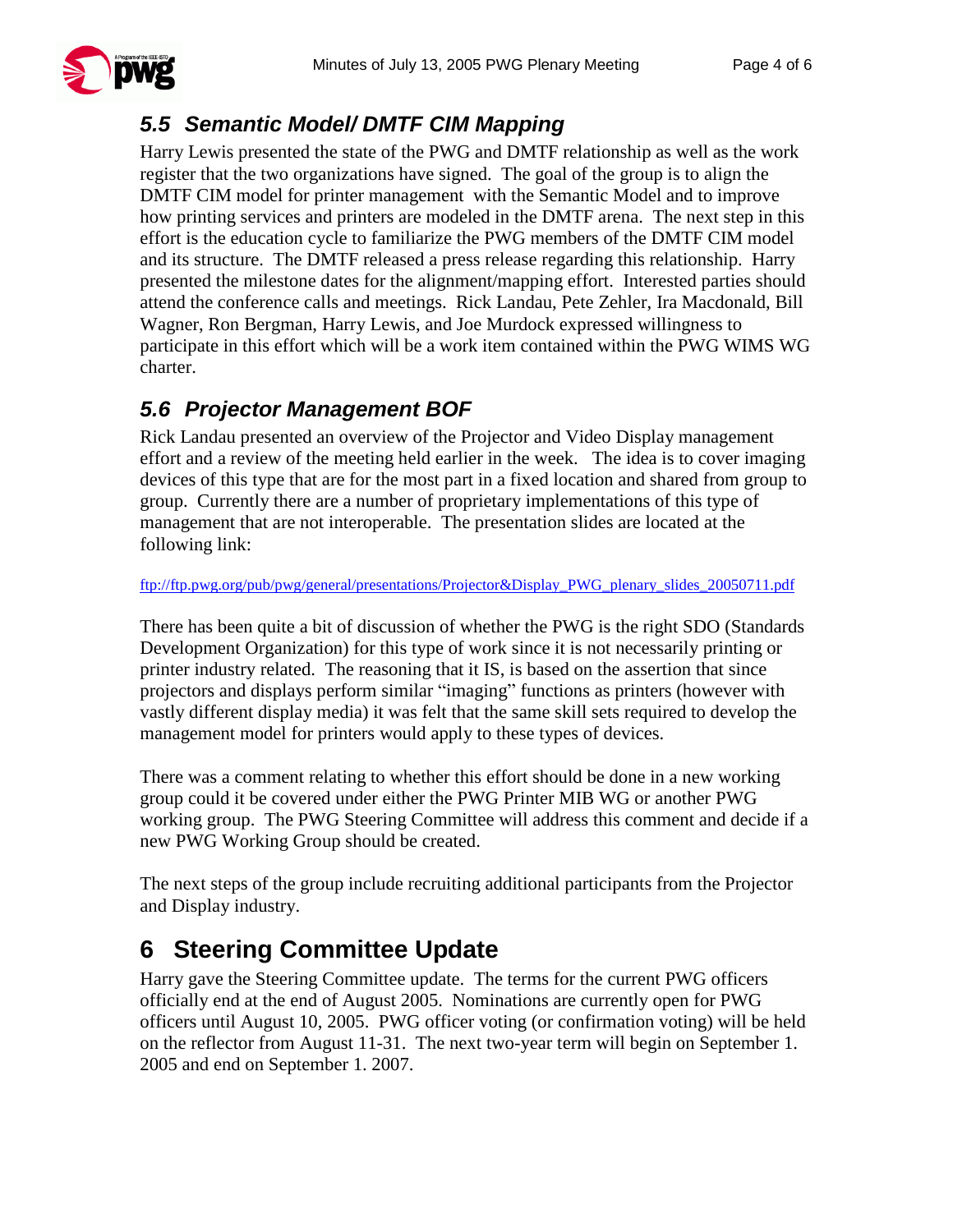## 5.5 Semantic Model/ DMTF CIM Mapping

Harry Lewis presented the state of the PWG and DMTF relationship as well as the work register that the two organizations have signed. The goal of the group is to align the DMTF CIM model for printer management with the Semantic Model and to improve how printing services and printers are modeled in the DMTF arena. The next step in this effort is the education cycle to familiarize the PWG members of the DMTF CIM model and its structure. The DMTF released a press release regarding this relationship. Harry presented the milestone dates for the alignment/mapping effort. Interested parties should attend the conference calls and meetings. Rick Landau, Pete Zehler, Ira Macdonald, Bill Wagner, Ron Bergman, Harry Lewis, and Joe Murdock expressed willingness to participate in this effort which will be a work item contained within the PWG WIMS WG charter.

## 5.6 Projector Management BOF

Rick Landau presented an overview of the Projector and Video Display management effort and a review of the meeting held earlier in the week. The idea is to cover imaging devices of this type that are for the most part in a fixed location and shared from group to group. Currently there are a number of proprietary implementations of this type of management that are not interoperable. The presentation slides are located at the following link:

ftp://ftp.pwg.org/pub/pwg/general/presentations/Projector&Display_PWG_plenary_slides_20050711.pdf

There has been quite a bit of discussion of whether the PWG is the right SDO (Standards Development Organization) for this type of work since it is not necessarily printing or printer industry related. The reasoning that it IS, is based on the assertion that since projectors and displays perform similar "imaging" functions as printers (however with vastly different display media) it was felt that the same skill sets required to develop the management model for printers would apply to these types of devices.

There was a comment relating to whether this effort should be done in a new working group could it be covered under either the PWG Printer MIB WG or another PWG working group. The PWG Steering Committee will address this comment and decide if a new PWG Working Group should be created.

The next steps of the group include recruiting additional participants from the Projector and Display industry.

# 6 Steering Committee Update

Harry gave the Steering Committee update. The terms for the current PWG officers officially end at the end of August 2005. Nominations are currently open for PWG officers until August 10, 2005. PWG officer voting (or confirmation voting) will be held on the reflector from August 11-31. The next two-year term will begin on September 1. 2005 and end on September 1. 2007.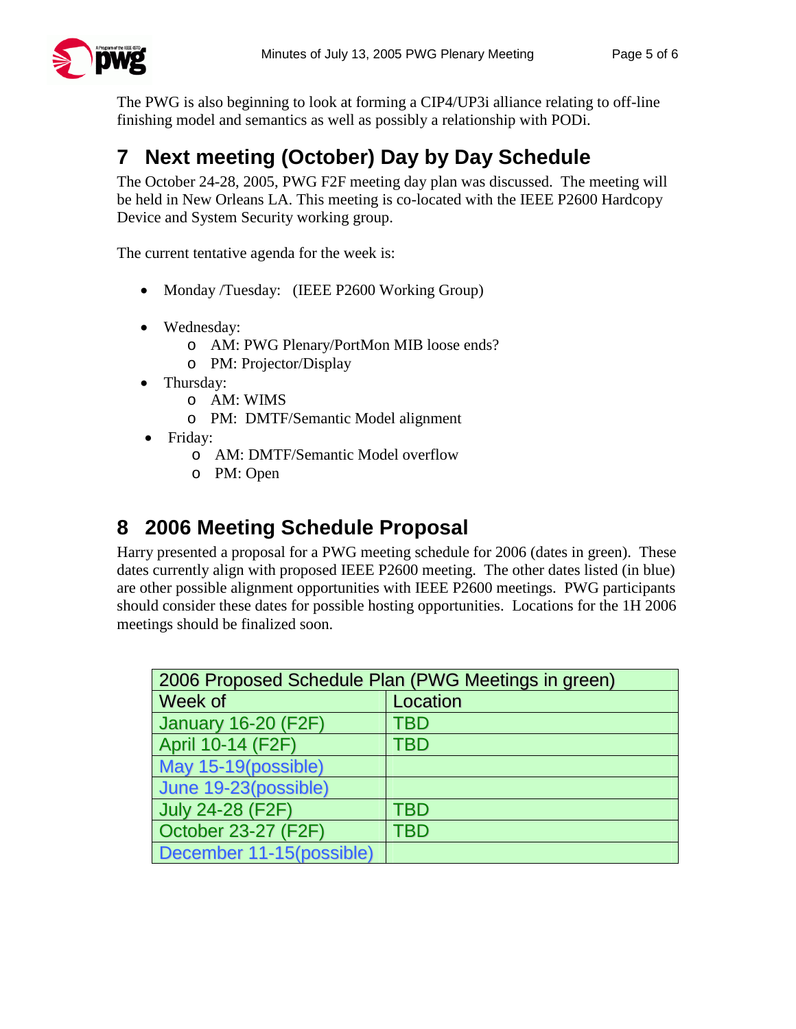The PWG is also beginning to look at forming a CIP4/UP3i alliance relating to off-line finishing model and semantics as well as possibly a relationship with PODi.

# 7 Next meeting (October) Day by Day Schedule

The October 24-28, 2005, PWG F2F meeting day plan was discussed. The meeting will be held in New Orleans LA. This meeting is co-located with the IEEE P2600 Hardcopy Device and System Security working group.

The current tentative agenda for the week is:

- Monday /Tuesday: (IEEE P2600 Working Group)
- Wednesday:
  - AM: PWG Plenary/PortMon MIB loose ends?
  - PM: Projector/Display
- Thursday:
  - AM: WIMS
  - PM: DMTF/Semantic Model alignment
- Friday:
  - AM: DMTF/Semantic Model overflow
  - PM: Open

# 8 2006 Meeting Schedule Proposal

Harry presented a proposal for a PWG meeting schedule for 2006 (dates in green). These dates currently align with proposed IEEE P2600 meeting. The other dates listed (in blue) are other possible alignment opportunities with IEEE P2600 meetings. PWG participants should consider these dates for possible hosting opportunities. Locations for the 1H 2006 meetings should be finalized soon.

| 2006 Proposed Schedule Plan (PWG Meetings in green) | |
|---|---|
| Week of | Location |
| January 16-20 (F2F) | TBD |
| April 10-14 (F2F) | TBD |
| May 15-19(possible) | |
| June 19-23(possible) | |
| July 24-28 (F2F) | TBD |
| October 23-27 (F2F) | TBD |
| December 11-15(possible) | |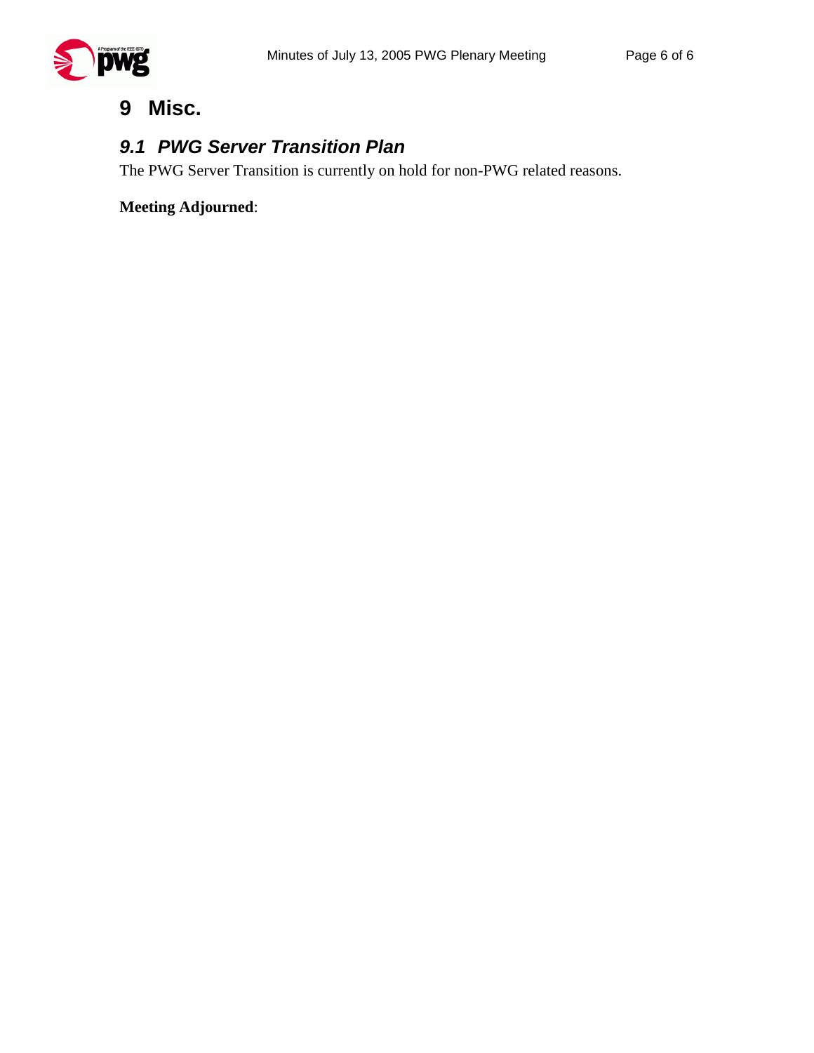# 9 Misc.

## *9.1 PWG Server Transition Plan*

The PWG Server Transition is currently on hold for non-PWG related reasons.

**Meeting Adjourned**: